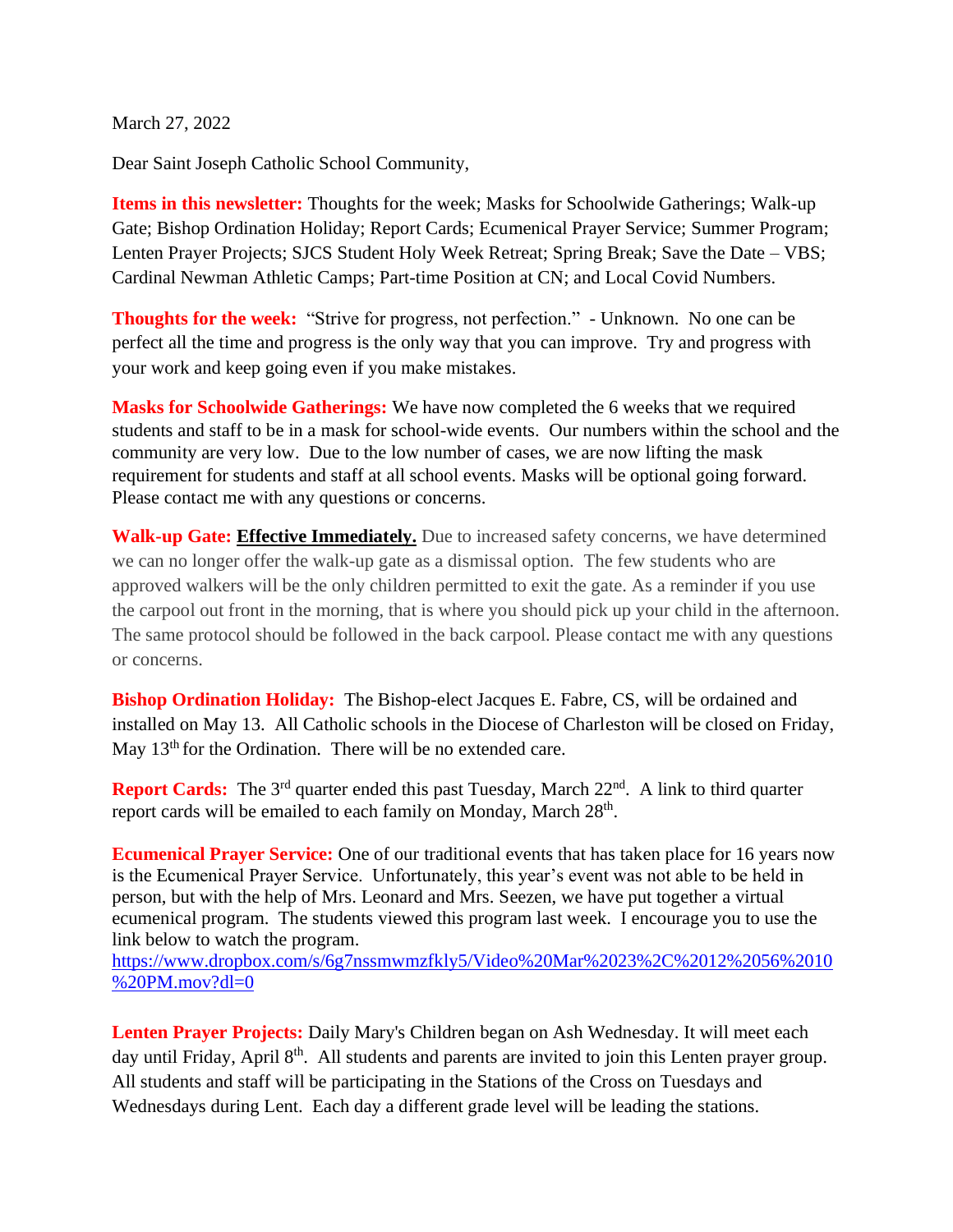March 27, 2022

Dear Saint Joseph Catholic School Community,

**Items in this newsletter:** Thoughts for the week; Masks for Schoolwide Gatherings; Walk-up Gate; Bishop Ordination Holiday; Report Cards; Ecumenical Prayer Service; Summer Program; Lenten Prayer Projects; SJCS Student Holy Week Retreat; Spring Break; Save the Date – VBS; Cardinal Newman Athletic Camps; Part-time Position at CN; and Local Covid Numbers.

**Thoughts for the week:** "Strive for progress, not perfection." - Unknown. No one can be perfect all the time and progress is the only way that you can improve. Try and progress with your work and keep going even if you make mistakes.

**Masks for Schoolwide Gatherings:** We have now completed the 6 weeks that we required students and staff to be in a mask for school-wide events. Our numbers within the school and the community are very low. Due to the low number of cases, we are now lifting the mask requirement for students and staff at all school events. Masks will be optional going forward. Please contact me with any questions or concerns.

**Walk-up Gate:** **Effective Immediately.** Due to increased safety concerns, we have determined we can no longer offer the walk-up gate as a dismissal option. The few students who are approved walkers will be the only children permitted to exit the gate. As a reminder if you use the carpool out front in the morning, that is where you should pick up your child in the afternoon. The same protocol should be followed in the back carpool. Please contact me with any questions or concerns.

**Bishop Ordination Holiday:** The Bishop-elect Jacques E. Fabre, CS, will be ordained and installed on May 13. All Catholic schools in the Diocese of Charleston will be closed on Friday, May 13th for the Ordination. There will be no extended care.

**Report Cards:** The 3rd quarter ended this past Tuesday, March 22nd. A link to third quarter report cards will be emailed to each family on Monday, March 28th.

**Ecumenical Prayer Service:** One of our traditional events that has taken place for 16 years now is the Ecumenical Prayer Service. Unfortunately, this year's event was not able to be held in person, but with the help of Mrs. Leonard and Mrs. Seezen, we have put together a virtual ecumenical program. The students viewed this program last week. I encourage you to use the link below to watch the program.
https://www.dropbox.com/s/6g7nssmwmzfkly5/Video%20Mar%2023%2C%2012%2056%2010%20PM.mov?dl=0

**Lenten Prayer Projects:** Daily Mary's Children began on Ash Wednesday. It will meet each day until Friday, April 8th. All students and parents are invited to join this Lenten prayer group. All students and staff will be participating in the Stations of the Cross on Tuesdays and Wednesdays during Lent. Each day a different grade level will be leading the stations.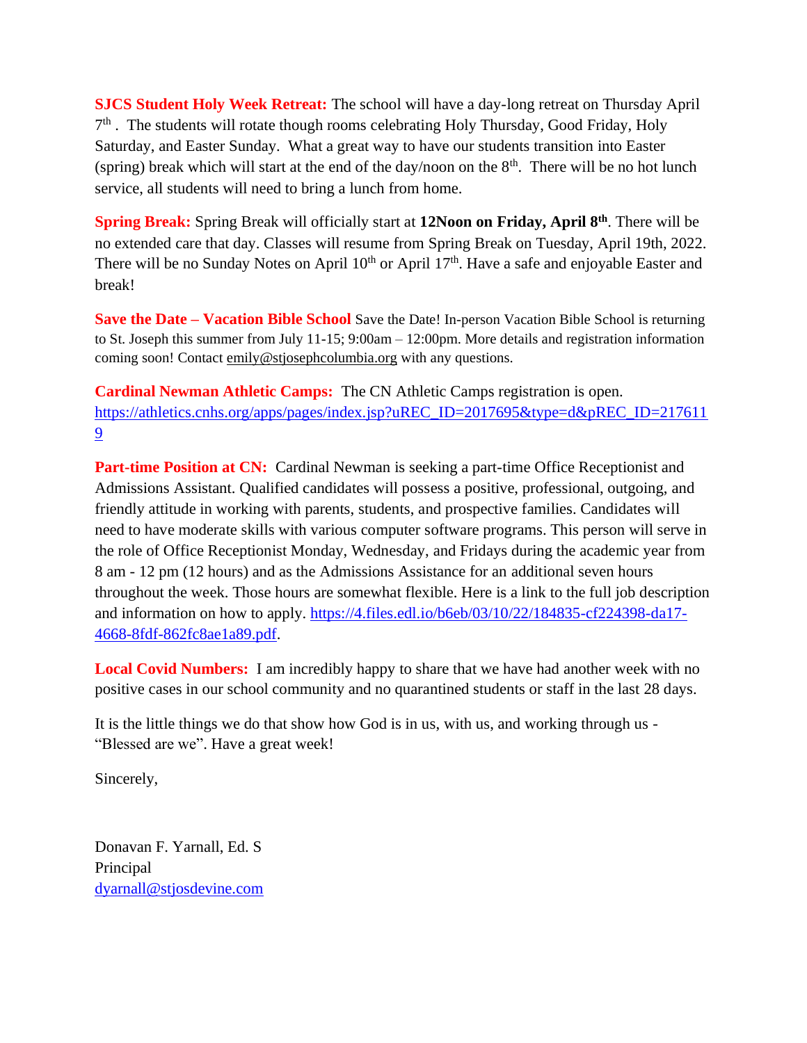**SJCS Student Holy Week Retreat:** The school will have a day-long retreat on Thursday April 7th . The students will rotate though rooms celebrating Holy Thursday, Good Friday, Holy Saturday, and Easter Sunday. What a great way to have our students transition into Easter (spring) break which will start at the end of the day/noon on the 8th. There will be no hot lunch service, all students will need to bring a lunch from home.

**Spring Break:** Spring Break will officially start at **12Noon on Friday, April 8th**. There will be no extended care that day. Classes will resume from Spring Break on Tuesday, April 19th, 2022. There will be no Sunday Notes on April 10th or April 17th. Have a safe and enjoyable Easter and break!

**Save the Date – Vacation Bible School** Save the Date! In-person Vacation Bible School is returning to St. Joseph this summer from July 11-15; 9:00am – 12:00pm. More details and registration information coming soon! Contact emily@stjosephcolumbia.org with any questions.

**Cardinal Newman Athletic Camps:** The CN Athletic Camps registration is open. https://athletics.cnhs.org/apps/pages/index.jsp?uREC_ID=2017695&type=d&pREC_ID=2176119

**Part-time Position at CN:** Cardinal Newman is seeking a part-time Office Receptionist and Admissions Assistant. Qualified candidates will possess a positive, professional, outgoing, and friendly attitude in working with parents, students, and prospective families. Candidates will need to have moderate skills with various computer software programs. This person will serve in the role of Office Receptionist Monday, Wednesday, and Fridays during the academic year from 8 am - 12 pm (12 hours) and as the Admissions Assistance for an additional seven hours throughout the week. Those hours are somewhat flexible. Here is a link to the full job description and information on how to apply. https://4.files.edl.io/b6eb/03/10/22/184835-cf224398-da17-4668-8fdf-862fc8ae1a89.pdf.

**Local Covid Numbers:** I am incredibly happy to share that we have had another week with no positive cases in our school community and no quarantined students or staff in the last 28 days.

It is the little things we do that show how God is in us, with us, and working through us - "Blessed are we". Have a great week!

Sincerely,

Donavan F. Yarnall, Ed. S
Principal
dyarnall@stjosdevine.com